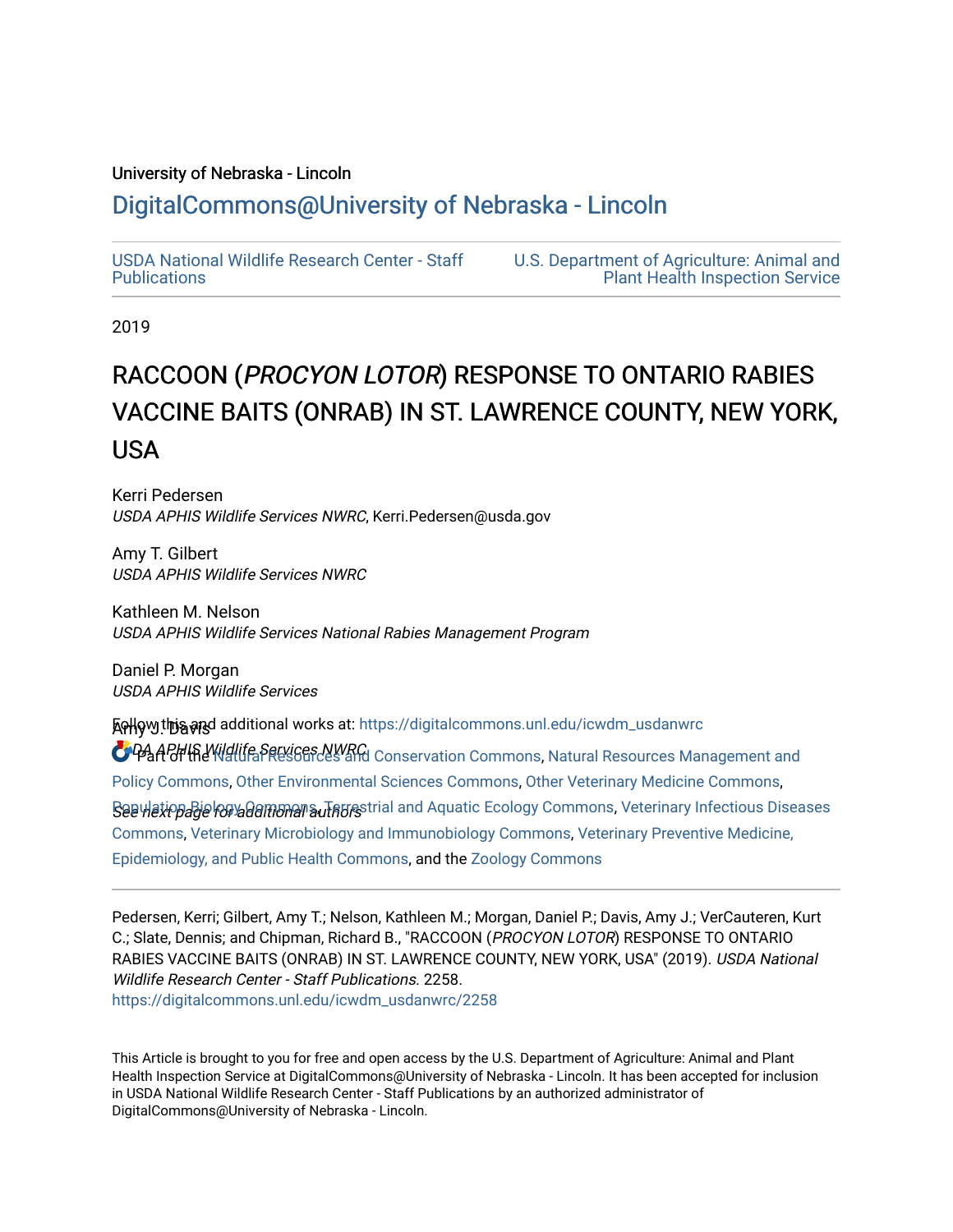University of Nebraska - Lincoln

## DigitalCommons@University of Nebraska - Lincoln

USDA National Wildlife Research Center - Staff Publications

U.S. Department of Agriculture: Animal and Plant Health Inspection Service

2019

# RACCOON (*PROCYON LOTOR*) RESPONSE TO ONTARIO RABIES VACCINE BAITS (ONRAB) IN ST. LAWRENCE COUNTY, NEW YORK, USA

Kerri Pedersen
*USDA APHIS Wildlife Services NWRC*, Kerri.Pedersen@usda.gov

Amy T. Gilbert
*USDA APHIS Wildlife Services NWRC*

Kathleen M. Nelson
*USDA APHIS Wildlife Services National Rabies Management Program*

Daniel P. Morgan
*USDA APHIS Wildlife Services*

Amy J. Davis
*USDA APHIS Wildlife Services NWRC*

*See next page for additional authors*

Follow this and additional works at: https://digitalcommons.unl.edu/icwdm_usdanwrc

Part of the Natural Resources and Conservation Commons, Natural Resources Management and Policy Commons, Other Environmental Sciences Commons, Other Veterinary Medicine Commons, Population Biology Commons, Terrestrial and Aquatic Ecology Commons, Veterinary Infectious Diseases Commons, Veterinary Microbiology and Immunobiology Commons, Veterinary Preventive Medicine, Epidemiology, and Public Health Commons, and the Zoology Commons

---

Pedersen, Kerri; Gilbert, Amy T.; Nelson, Kathleen M.; Morgan, Daniel P.; Davis, Amy J.; VerCauteren, Kurt C.; Slate, Dennis; and Chipman, Richard B., "RACCOON (*PROCYON LOTOR*) RESPONSE TO ONTARIO RABIES VACCINE BAITS (ONRAB) IN ST. LAWRENCE COUNTY, NEW YORK, USA" (2019). *USDA National Wildlife Research Center - Staff Publications*. 2258.
https://digitalcommons.unl.edu/icwdm_usdanwrc/2258

This Article is brought to you for free and open access by the U.S. Department of Agriculture: Animal and Plant Health Inspection Service at DigitalCommons@University of Nebraska - Lincoln. It has been accepted for inclusion in USDA National Wildlife Research Center - Staff Publications by an authorized administrator of DigitalCommons@University of Nebraska - Lincoln.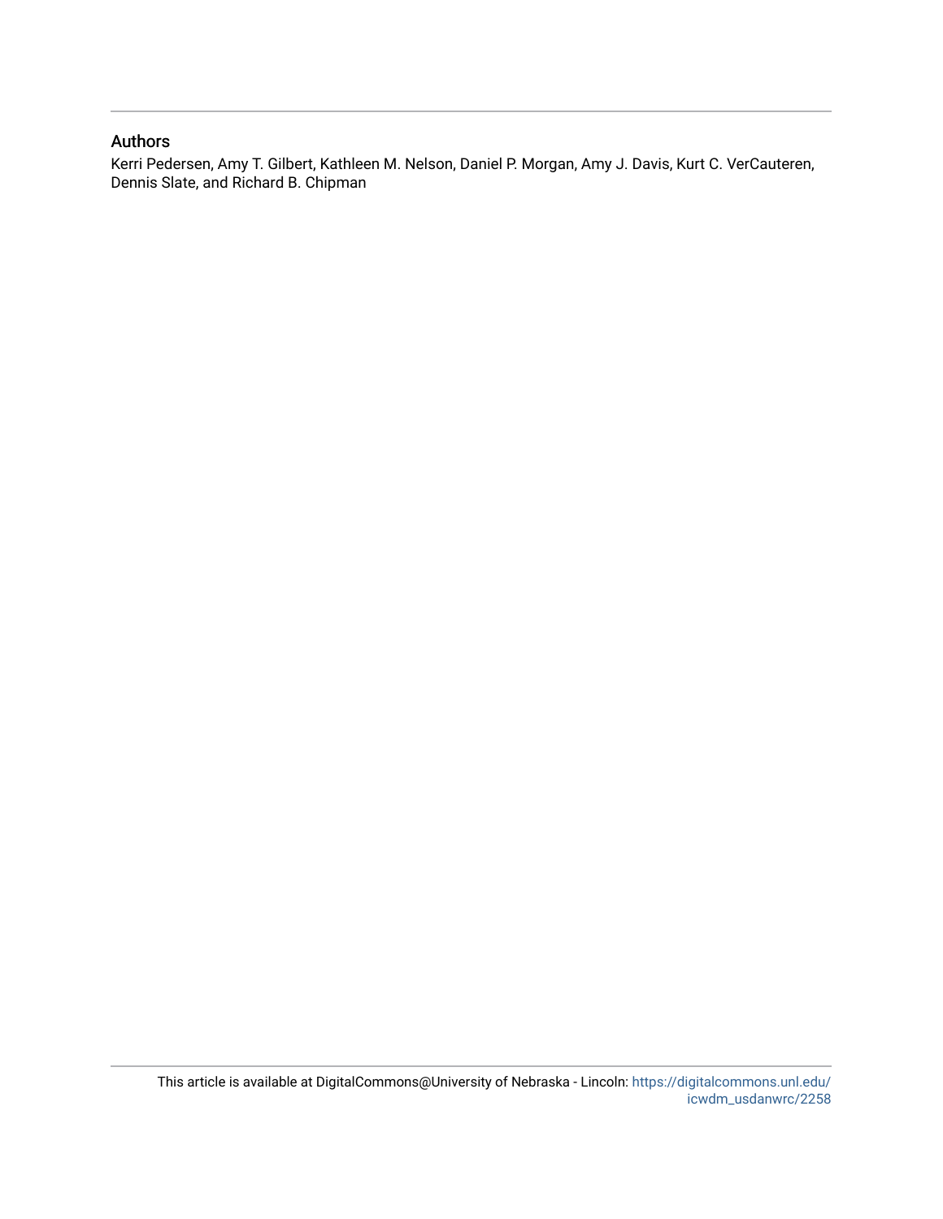## Authors

Kerri Pedersen, Amy T. Gilbert, Kathleen M. Nelson, Daniel P. Morgan, Amy J. Davis, Kurt C. VerCauteren, Dennis Slate, and Richard B. Chipman

This article is available at DigitalCommons@University of Nebraska - Lincoln: https://digitalcommons.unl.edu/icwdm_usdanwrc/2258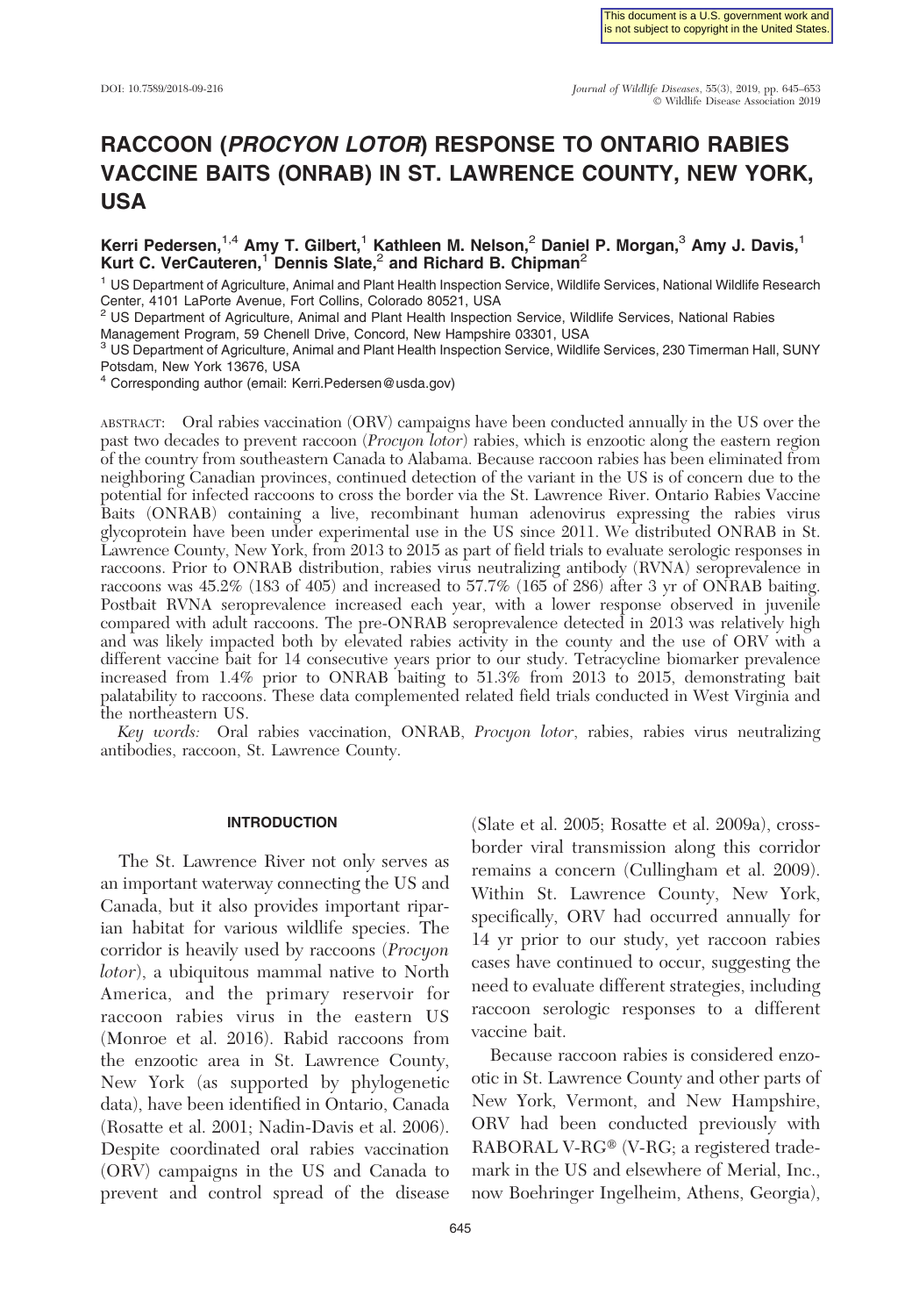# RACCOON (*PROCYON LOTOR*) RESPONSE TO ONTARIO RABIES VACCINE BAITS (ONRAB) IN ST. LAWRENCE COUNTY, NEW YORK, USA

**Kerri Pedersen,[1,4] Amy T. Gilbert,[1] Kathleen M. Nelson,[2] Daniel P. Morgan,[3] Amy J. Davis,[1] Kurt C. VerCauteren,[1] Dennis Slate,[2] and Richard B. Chipman[2]**

[1] US Department of Agriculture, Animal and Plant Health Inspection Service, Wildlife Services, National Wildlife Research Center, 4101 LaPorte Avenue, Fort Collins, Colorado 80521, USA

[2] US Department of Agriculture, Animal and Plant Health Inspection Service, Wildlife Services, National Rabies Management Program, 59 Chenell Drive, Concord, New Hampshire 03301, USA

[3] US Department of Agriculture, Animal and Plant Health Inspection Service, Wildlife Services, 230 Timerman Hall, SUNY Potsdam, New York 13676, USA

[4] Corresponding author (email: Kerri.Pedersen@usda.gov)

ABSTRACT: Oral rabies vaccination (ORV) campaigns have been conducted annually in the US over the past two decades to prevent raccoon (*Procyon lotor*) rabies, which is enzootic along the eastern region of the country from southeastern Canada to Alabama. Because raccoon rabies has been eliminated from neighboring Canadian provinces, continued detection of the variant in the US is of concern due to the potential for infected raccoons to cross the border via the St. Lawrence River. Ontario Rabies Vaccine Baits (ONRAB) containing a live, recombinant human adenovirus expressing the rabies virus glycoprotein have been under experimental use in the US since 2011. We distributed ONRAB in St. Lawrence County, New York, from 2013 to 2015 as part of field trials to evaluate serologic responses in raccoons. Prior to ONRAB distribution, rabies virus neutralizing antibody (RVNA) seroprevalence in raccoons was 45.2% (183 of 405) and increased to 57.7% (165 of 286) after 3 yr of ONRAB baiting. Postbait RVNA seroprevalence increased each year, with a lower response observed in juvenile compared with adult raccoons. The pre-ONRAB seroprevalence detected in 2013 was relatively high and was likely impacted both by elevated rabies activity in the county and the use of ORV with a different vaccine bait for 14 consecutive years prior to our study. Tetracycline biomarker prevalence increased from 1.4% prior to ONRAB baiting to 51.3% from 2013 to 2015, demonstrating bait palatability to raccoons. These data complemented related field trials conducted in West Virginia and the northeastern US.

*Key words:* Oral rabies vaccination, ONRAB, *Procyon lotor*, rabies, rabies virus neutralizing antibodies, raccoon, St. Lawrence County.

## INTRODUCTION

The St. Lawrence River not only serves as an important waterway connecting the US and Canada, but it also provides important riparian habitat for various wildlife species. The corridor is heavily used by raccoons (*Procyon lotor*), a ubiquitous mammal native to North America, and the primary reservoir for raccoon rabies virus in the eastern US (Monroe et al. 2016). Rabid raccoons from the enzootic area in St. Lawrence County, New York (as supported by phylogenetic data), have been identified in Ontario, Canada (Rosatte et al. 2001; Nadin-Davis et al. 2006). Despite coordinated oral rabies vaccination (ORV) campaigns in the US and Canada to prevent and control spread of the disease (Slate et al. 2005; Rosatte et al. 2009a), cross-border viral transmission along this corridor remains a concern (Cullingham et al. 2009). Within St. Lawrence County, New York, specifically, ORV had occurred annually for 14 yr prior to our study, yet raccoon rabies cases have continued to occur, suggesting the need to evaluate different strategies, including raccoon serologic responses to a different vaccine bait.

Because raccoon rabies is considered enzootic in St. Lawrence County and other parts of New York, Vermont, and New Hampshire, ORV had been conducted previously with RABORAL V-RG® (V-RG; a registered trademark in the US and elsewhere of Merial, Inc., now Boehringer Ingelheim, Athens, Georgia),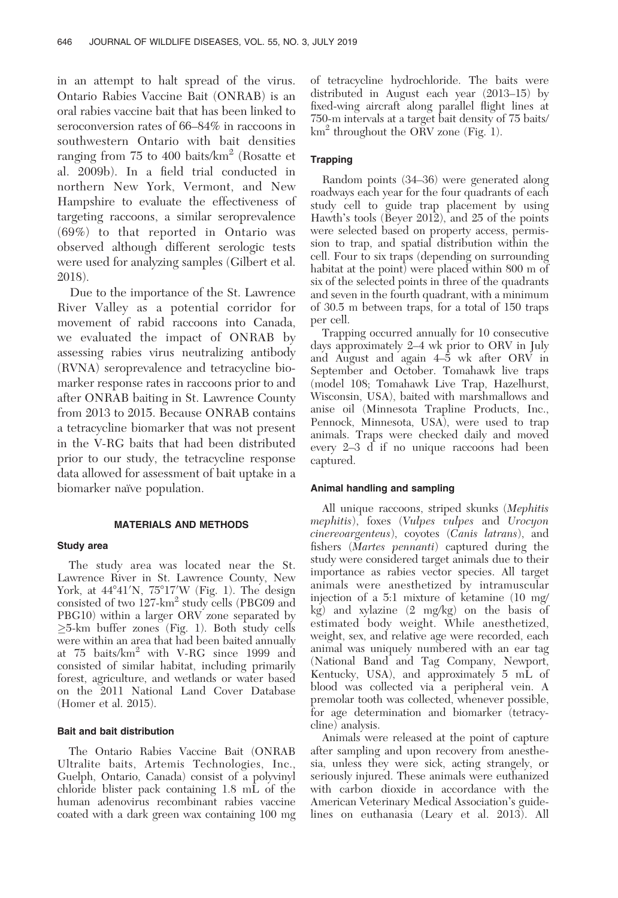in an attempt to halt spread of the virus. Ontario Rabies Vaccine Bait (ONRAB) is an oral rabies vaccine bait that has been linked to seroconversion rates of 66–84% in raccoons in southwestern Ontario with bait densities ranging from 75 to 400 baits/km$^2$ (Rosatte et al. 2009b). In a field trial conducted in northern New York, Vermont, and New Hampshire to evaluate the effectiveness of targeting raccoons, a similar seroprevalence (69%) to that reported in Ontario was observed although different serologic tests were used for analyzing samples (Gilbert et al. 2018).

Due to the importance of the St. Lawrence River Valley as a potential corridor for movement of rabid raccoons into Canada, we evaluated the impact of ONRAB by assessing rabies virus neutralizing antibody (RVNA) seroprevalence and tetracycline biomarker response rates in raccoons prior to and after ONRAB baiting in St. Lawrence County from 2013 to 2015. Because ONRAB contains a tetracycline biomarker that was not present in the V-RG baits that had been distributed prior to our study, the tetracycline response data allowed for assessment of bait uptake in a biomarker naïve population.

## MATERIALS AND METHODS

### Study area

The study area was located near the St. Lawrence River in St. Lawrence County, New York, at 44°41′N, 75°17′W (Fig. 1). The design consisted of two 127-km$^2$ study cells (PBG09 and PBG10) within a larger ORV zone separated by ≥5-km buffer zones (Fig. 1). Both study cells were within an area that had been baited annually at 75 baits/km$^2$ with V-RG since 1999 and consisted of similar habitat, including primarily forest, agriculture, and wetlands or water based on the 2011 National Land Cover Database (Homer et al. 2015).

### Bait and bait distribution

The Ontario Rabies Vaccine Bait (ONRAB Ultralite baits, Artemis Technologies, Inc., Guelph, Ontario, Canada) consist of a polyvinyl chloride blister pack containing 1.8 mL of the human adenovirus recombinant rabies vaccine coated with a dark green wax containing 100 mg of tetracycline hydrochloride. The baits were distributed in August each year (2013–15) by fixed-wing aircraft along parallel flight lines at 750-m intervals at a target bait density of 75 baits/km$^2$ throughout the ORV zone (Fig. 1).

### Trapping

Random points (34–36) were generated along roadways each year for the four quadrants of each study cell to guide trap placement by using Hawth's tools (Beyer 2012), and 25 of the points were selected based on property access, permission to trap, and spatial distribution within the cell. Four to six traps (depending on surrounding habitat at the point) were placed within 800 m of six of the selected points in three of the quadrants and seven in the fourth quadrant, with a minimum of 30.5 m between traps, for a total of 150 traps per cell.

Trapping occurred annually for 10 consecutive days approximately 2–4 wk prior to ORV in July and August and again 4–5 wk after ORV in September and October. Tomahawk live traps (model 108; Tomahawk Live Trap, Hazelhurst, Wisconsin, USA), baited with marshmallows and anise oil (Minnesota Trapline Products, Inc., Pennock, Minnesota, USA), were used to trap animals. Traps were checked daily and moved every 2–3 d if no unique raccoons had been captured.

### Animal handling and sampling

All unique raccoons, striped skunks (*Mephitis mephitis*), foxes (*Vulpes vulpes* and *Urocyon cinereoargenteus*), coyotes (*Canis latrans*), and fishers (*Martes pennanti*) captured during the study were considered target animals due to their importance as rabies vector species. All target animals were anesthetized by intramuscular injection of a 5:1 mixture of ketamine (10 mg/kg) and xylazine (2 mg/kg) on the basis of estimated body weight. While anesthetized, weight, sex, and relative age were recorded, each animal was uniquely numbered with an ear tag (National Band and Tag Company, Newport, Kentucky, USA), and approximately 5 mL of blood was collected via a peripheral vein. A premolar tooth was collected, whenever possible, for age determination and biomarker (tetracycline) analysis.

Animals were released at the point of capture after sampling and upon recovery from anesthesia, unless they were sick, acting strangely, or seriously injured. These animals were euthanized with carbon dioxide in accordance with the American Veterinary Medical Association's guidelines on euthanasia (Leary et al. 2013). All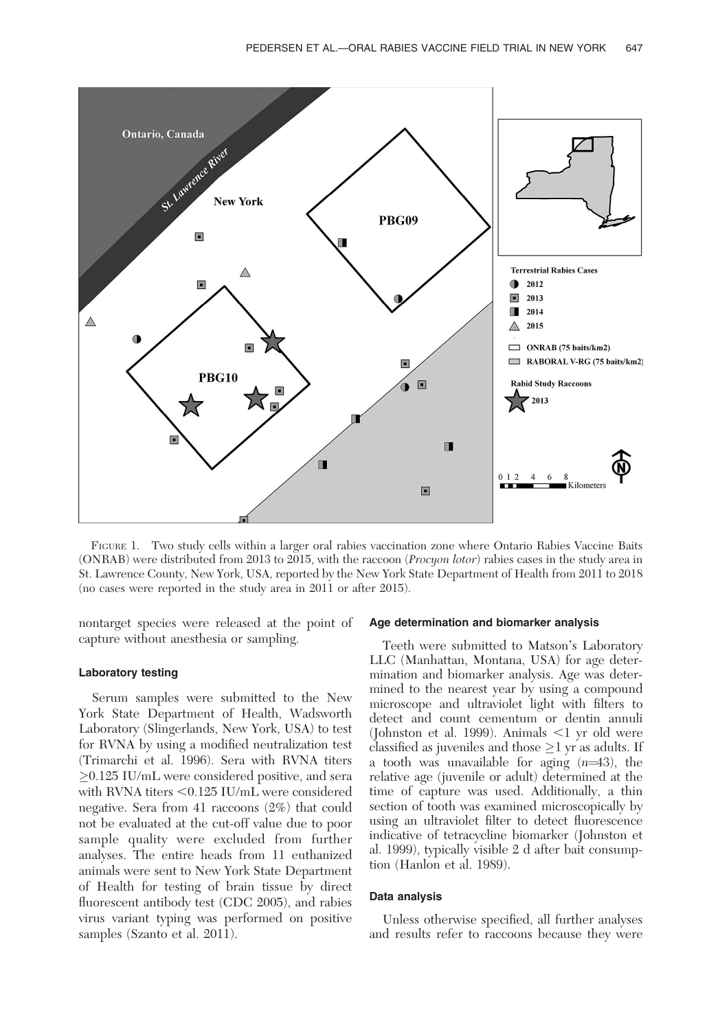FIGURE 1. Two study cells within a larger oral rabies vaccination zone where Ontario Rabies Vaccine Baits (ONRAB) were distributed from 2013 to 2015, with the raccoon (*Procyon lotor*) rabies cases in the study area in St. Lawrence County, New York, USA, reported by the New York State Department of Health from 2011 to 2018 (no cases were reported in the study area in 2011 or after 2015).

nontarget species were released at the point of capture without anesthesia or sampling.

### Laboratory testing

Serum samples were submitted to the New York State Department of Health, Wadsworth Laboratory (Slingerlands, New York, USA) to test for RVNA by using a modified neutralization test (Trimarchi et al. 1996). Sera with RVNA titers ≥0.125 IU/mL were considered positive, and sera with RVNA titers <0.125 IU/mL were considered negative. Sera from 41 raccoons (2%) that could not be evaluated at the cut-off value due to poor sample quality were excluded from further analyses. The entire heads from 11 euthanized animals were sent to New York State Department of Health for testing of brain tissue by direct fluorescent antibody test (CDC 2005), and rabies virus variant typing was performed on positive samples (Szanto et al. 2011).

### Age determination and biomarker analysis

Teeth were submitted to Matson's Laboratory LLC (Manhattan, Montana, USA) for age determination and biomarker analysis. Age was determined to the nearest year by using a compound microscope and ultraviolet light with filters to detect and count cementum or dentin annuli (Johnston et al. 1999). Animals <1 yr old were classified as juveniles and those ≥1 yr as adults. If a tooth was unavailable for aging ($n$=43), the relative age (juvenile or adult) determined at the time of capture was used. Additionally, a thin section of tooth was examined microscopically by using an ultraviolet filter to detect fluorescence indicative of tetracycline biomarker (Johnston et al. 1999), typically visible 2 d after bait consumption (Hanlon et al. 1989).

### Data analysis

Unless otherwise specified, all further analyses and results refer to raccoons because they were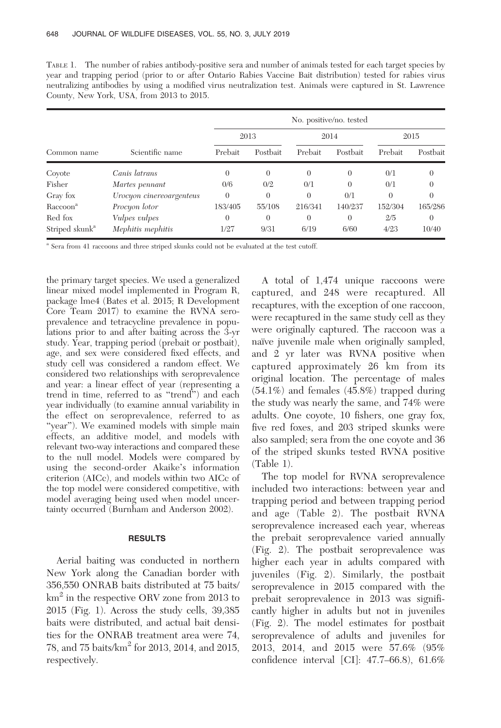TABLE 1. The number of rabies antibody-positive sera and number of animals tested for each target species by year and trapping period (prior to or after Ontario Rabies Vaccine Bait distribution) tested for rabies virus neutralizing antibodies by using a modified virus neutralization test. Animals were captured in St. Lawrence County, New York, USA, from 2013 to 2015.

| Common name | Scientific name | No. positive/no. tested | | | | | |
|---|---|---|---|---|---|---|---|
| | | 2013 | | 2014 | | 2015 | |
| | | Prebait | Postbait | Prebait | Postbait | Prebait | Postbait |
| Coyote | *Canis latrans* | 0 | 0 | 0 | 0 | 0/1 | 0 |
| Fisher | *Martes pennant* | 0/6 | 0/2 | 0/1 | 0 | 0/1 | 0 |
| Gray fox | *Urocyon cinereoargenteus* | 0 | 0 | 0 | 0/1 | 0 | 0 |
| Raccoon[a] | *Procyon lotor* | 183/405 | 55/108 | 216/341 | 140/237 | 152/304 | 165/286 |
| Red fox | *Vulpes vulpes* | 0 | 0 | 0 | 0 | 2/5 | 0 |
| Striped skunk[a] | *Mephitis mephitis* | 1/27 | 9/31 | 6/19 | 6/60 | 4/23 | 10/40 |

[a] Sera from 41 raccoons and three striped skunks could not be evaluated at the test cutoff.

the primary target species. We used a generalized linear mixed model implemented in Program R, package lme4 (Bates et al. 2015; R Development Core Team 2017) to examine the RVNA seroprevalence and tetracycline prevalence in populations prior to and after baiting across the 3-yr study. Year, trapping period (prebait or postbait), age, and sex were considered fixed effects, and study cell was considered a random effect. We considered two relationships with seroprevalence and year: a linear effect of year (representing a trend in time, referred to as "trend") and each year individually (to examine annual variability in the effect on seroprevalence, referred to as "year"). We examined models with simple main effects, an additive model, and models with relevant two-way interactions and compared these to the null model. Models were compared by using the second-order Akaike's information criterion (AICc), and models within two AICc of the top model were considered competitive, with model averaging being used when model uncertainty occurred (Burnham and Anderson 2002).

## RESULTS

Aerial baiting was conducted in northern New York along the Canadian border with 356,550 ONRAB baits distributed at 75 baits/km$^2$ in the respective ORV zone from 2013 to 2015 (Fig. 1). Across the study cells, 39,385 baits were distributed, and actual bait densities for the ONRAB treatment area were 74, 78, and 75 baits/km$^2$ for 2013, 2014, and 2015, respectively.

A total of 1,474 unique raccoons were captured, and 248 were recaptured. All recaptures, with the exception of one raccoon, were recaptured in the same study cell as they were originally captured. The raccoon was a naïve juvenile male when originally sampled, and 2 yr later was RVNA positive when captured approximately 26 km from its original location. The percentage of males (54.1%) and females (45.8%) trapped during the study was nearly the same, and 74% were adults. One coyote, 10 fishers, one gray fox, five red foxes, and 203 striped skunks were also sampled; sera from the one coyote and 36 of the striped skunks tested RVNA positive (Table 1).

The top model for RVNA seroprevalence included two interactions: between year and trapping period and between trapping period and age (Table 2). The postbait RVNA seroprevalence increased each year, whereas the prebait seroprevalence varied annually (Fig. 2). The postbait seroprevalence was higher each year in adults compared with juveniles (Fig. 2). Similarly, the postbait seroprevalence in 2015 compared with the prebait seroprevalence in 2013 was significantly higher in adults but not in juveniles (Fig. 2). The model estimates for postbait seroprevalence of adults and juveniles for 2013, 2014, and 2015 were 57.6% (95% confidence interval [CI]: 47.7–66.8), 61.6%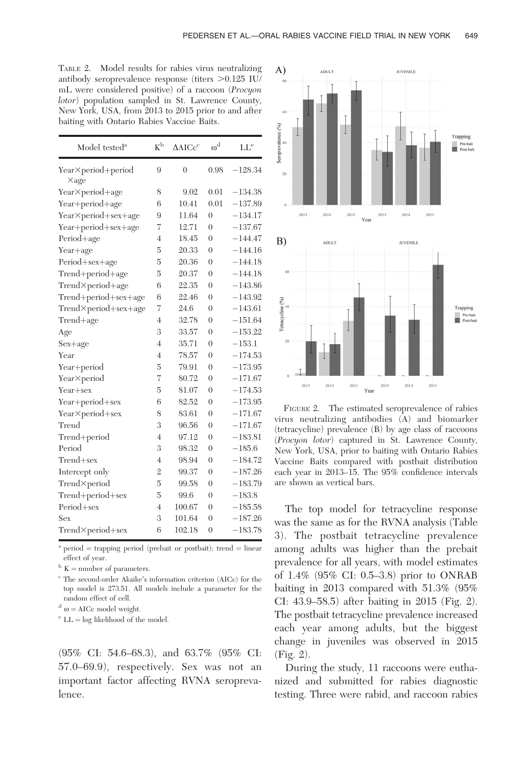TABLE 2. Model results for rabies virus neutralizing antibody seroprevalence response (titers >0.125 IU/mL were considered positive) of a raccoon (*Procyon lotor*) population sampled in St. Lawrence County, New York, USA, from 2013 to 2015 prior to and after baiting with Ontario Rabies Vaccine Baits.

| Model tested[a] | K[b] | ΔAICc[c] | ω[d] | LL[e] |
|---|---|---|---|---|
| Year×period+period ×age | 9 | 0 | 0.98 | −128.34 |
| Year×period+age | 8 | 9.02 | 0.01 | −134.38 |
| Year+period+age | 6 | 10.41 | 0.01 | −137.89 |
| Year×period+sex+age | 9 | 11.64 | 0 | −134.17 |
| Year+period+sex+age | 7 | 12.71 | 0 | −137.67 |
| Period+age | 4 | 18.45 | 0 | −144.47 |
| Year+age | 5 | 20.33 | 0 | −144.16 |
| Period+sex+age | 5 | 20.36 | 0 | −144.18 |
| Trend+period+age | 5 | 20.37 | 0 | −144.18 |
| Trend×period+age | 6 | 22.35 | 0 | −143.86 |
| Trend+period+sex+age | 6 | 22.46 | 0 | −143.92 |
| Trend×period+sex+age | 7 | 24.6 | 0 | −143.61 |
| Trend+age | 4 | 32.78 | 0 | −151.64 |
| Age | 3 | 33.57 | 0 | −153.22 |
| Sex+age | 4 | 35.71 | 0 | −153.1 |
| Year | 4 | 78.57 | 0 | −174.53 |
| Year+period | 5 | 79.91 | 0 | −173.95 |
| Year×period | 7 | 80.72 | 0 | −171.67 |
| Year+sex | 5 | 81.07 | 0 | −174.53 |
| Year+period+sex | 6 | 82.52 | 0 | −173.95 |
| Year×period+sex | 8 | 83.61 | 0 | −171.67 |
| Trend | 3 | 96.56 | 0 | −171.67 |
| Trend+period | 4 | 97.12 | 0 | −183.81 |
| Period | 3 | 98.32 | 0 | −185.6 |
| Trend+sex | 4 | 98.94 | 0 | −184.72 |
| Intercept only | 2 | 99.37 | 0 | −187.26 |
| Trend×period | 5 | 99.58 | 0 | −183.79 |
| Trend+period+sex | 5 | 99.6 | 0 | −183.8 |
| Period+sex | 4 | 100.67 | 0 | −185.58 |
| Sex | 3 | 101.64 | 0 | −187.26 |
| Trend×period+sex | 6 | 102.18 | 0 | −183.78 |

[a] period = trapping period (prebait or postbait); trend = linear effect of year.
[b] K = number of parameters.
[c] The second-order Akaike's information criterion (AICc) for the top model is 273.51. All models include a parameter for the random effect of cell.
[d] ω = AICc model weight.
[e] LL = log likelihood of the model.

(95% CI: 54.6–68.3), and 63.7% (95% CI: 57.0–69.9), respectively. Sex was not an important factor affecting RVNA seroprevalence.

FIGURE 2. The estimated seroprevalence of rabies virus neutralizing antibodies (A) and biomarker (tetracycline) prevalence (B) by age class of raccoons (*Procyon lotor*) captured in St. Lawrence County, New York, USA, prior to baiting with Ontario Rabies Vaccine Baits compared with postbait distribution each year in 2013–15. The 95% confidence intervals are shown as vertical bars.

The top model for tetracycline response was the same as for the RVNA analysis (Table 3). The postbait tetracycline prevalence among adults was higher than the prebait prevalence for all years, with model estimates of 1.4% (95% CI: 0.5–3.8) prior to ONRAB baiting in 2013 compared with 51.3% (95% CI: 43.9–58.5) after baiting in 2015 (Fig. 2). The postbait tetracycline prevalence increased each year among adults, but the biggest change in juveniles was observed in 2015 (Fig. 2).

During the study, 11 raccoons were euthanized and submitted for rabies diagnostic testing. Three were rabid, and raccoon rabies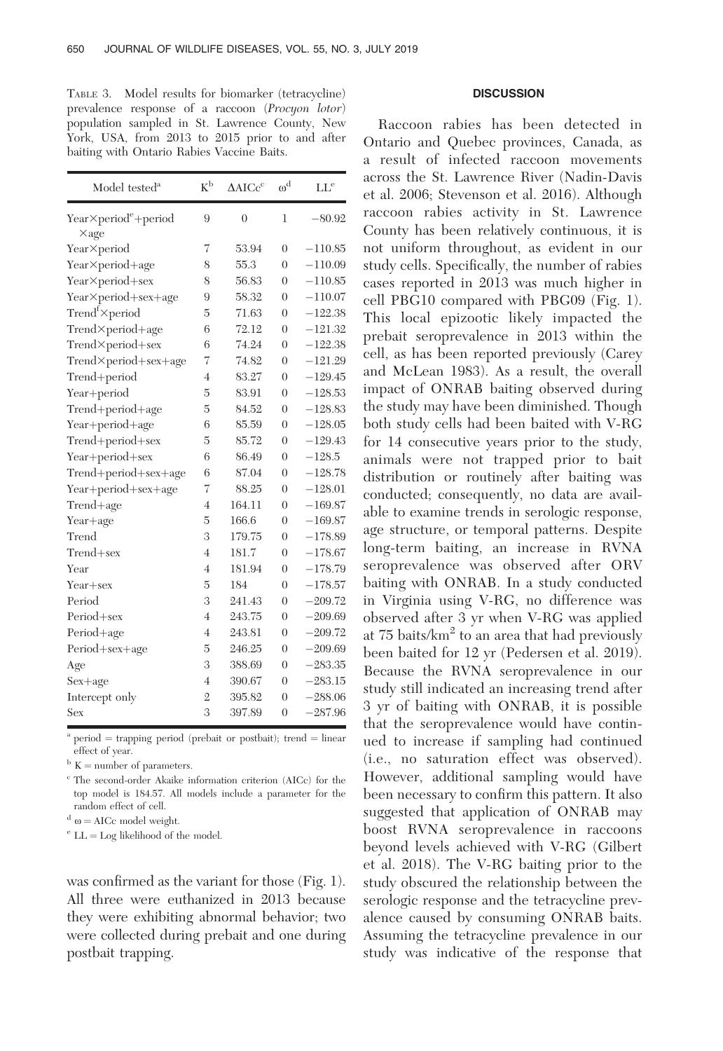TABLE 3. Model results for biomarker (tetracycline) prevalence response of a raccoon (*Procyon lotor*) population sampled in St. Lawrence County, New York, USA, from 2013 to 2015 prior to and after baiting with Ontario Rabies Vaccine Baits.

| Model tested[a] | K[b] | ΔAICc[c] | ω[d] | LL[e] |
|---|---|---|---|---|
| Year×period[e]+period ×age | 9 | 0 | 1 | −80.92 |
| Year×period | 7 | 53.94 | 0 | −110.85 |
| Year×period+age | 8 | 55.3 | 0 | −110.09 |
| Year×period+sex | 8 | 56.83 | 0 | −110.85 |
| Year×period+sex+age | 9 | 58.32 | 0 | −110.07 |
| Trend[f]×period | 5 | 71.63 | 0 | −122.38 |
| Trend×period+age | 6 | 72.12 | 0 | −121.32 |
| Trend×period+sex | 6 | 74.24 | 0 | −122.38 |
| Trend×period+sex+age | 7 | 74.82 | 0 | −121.29 |
| Trend+period | 4 | 83.27 | 0 | −129.45 |
| Year+period | 5 | 83.91 | 0 | −128.53 |
| Trend+period+age | 5 | 84.52 | 0 | −128.83 |
| Year+period+age | 6 | 85.59 | 0 | −128.05 |
| Trend+period+sex | 5 | 85.72 | 0 | −129.43 |
| Year+period+sex | 6 | 86.49 | 0 | −128.5 |
| Trend+period+sex+age | 6 | 87.04 | 0 | −128.78 |
| Year+period+sex+age | 7 | 88.25 | 0 | −128.01 |
| Trend+age | 4 | 164.11 | 0 | −169.87 |
| Year+age | 5 | 166.6 | 0 | −169.87 |
| Trend | 3 | 179.75 | 0 | −178.89 |
| Trend+sex | 4 | 181.7 | 0 | −178.67 |
| Year | 4 | 181.94 | 0 | −178.79 |
| Year+sex | 5 | 184 | 0 | −178.57 |
| Period | 3 | 241.43 | 0 | −209.72 |
| Period+sex | 4 | 243.75 | 0 | −209.69 |
| Period+age | 4 | 243.81 | 0 | −209.72 |
| Period+sex+age | 5 | 246.25 | 0 | −209.69 |
| Age | 3 | 388.69 | 0 | −283.35 |
| Sex+age | 4 | 390.67 | 0 | −283.15 |
| Intercept only | 2 | 395.82 | 0 | −288.06 |
| Sex | 3 | 397.89 | 0 | −287.96 |

[a] period = trapping period (prebait or postbait); trend = linear effect of year.

[b] K = number of parameters.

[c] The second-order Akaike information criterion (AICc) for the top model is 184.57. All models include a parameter for the random effect of cell.

[d] ω = AICc model weight.

[e] LL = Log likelihood of the model.

was confirmed as the variant for those (Fig. 1). All three were euthanized in 2013 because they were exhibiting abnormal behavior; two were collected during prebait and one during postbait trapping.

## DISCUSSION

Raccoon rabies has been detected in Ontario and Quebec provinces, Canada, as a result of infected raccoon movements across the St. Lawrence River (Nadin-Davis et al. 2006; Stevenson et al. 2016). Although raccoon rabies activity in St. Lawrence County has been relatively continuous, it is not uniform throughout, as evident in our study cells. Specifically, the number of rabies cases reported in 2013 was much higher in cell PBG10 compared with PBG09 (Fig. 1). This local epizootic likely impacted the prebait seroprevalence in 2013 within the cell, as has been reported previously (Carey and McLean 1983). As a result, the overall impact of ONRAB baiting observed during the study may have been diminished. Though both study cells had been baited with V-RG for 14 consecutive years prior to the study, animals were not trapped prior to bait distribution or routinely after baiting was conducted; consequently, no data are available to examine trends in serologic response, age structure, or temporal patterns. Despite long-term baiting, an increase in RVNA seroprevalence was observed after ORV baiting with ONRAB. In a study conducted in Virginia using V-RG, no difference was observed after 3 yr when V-RG was applied at 75 baits/km$^2$ to an area that had previously been baited for 12 yr (Pedersen et al. 2019). Because the RVNA seroprevalence in our study still indicated an increasing trend after 3 yr of baiting with ONRAB, it is possible that the seroprevalence would have continued to increase if sampling had continued (i.e., no saturation effect was observed). However, additional sampling would have been necessary to confirm this pattern. It also suggested that application of ONRAB may boost RVNA seroprevalence in raccoons beyond levels achieved with V-RG (Gilbert et al. 2018). The V-RG baiting prior to the study obscured the relationship between the serologic response and the tetracycline prevalence caused by consuming ONRAB baits. Assuming the tetracycline prevalence in our study was indicative of the response that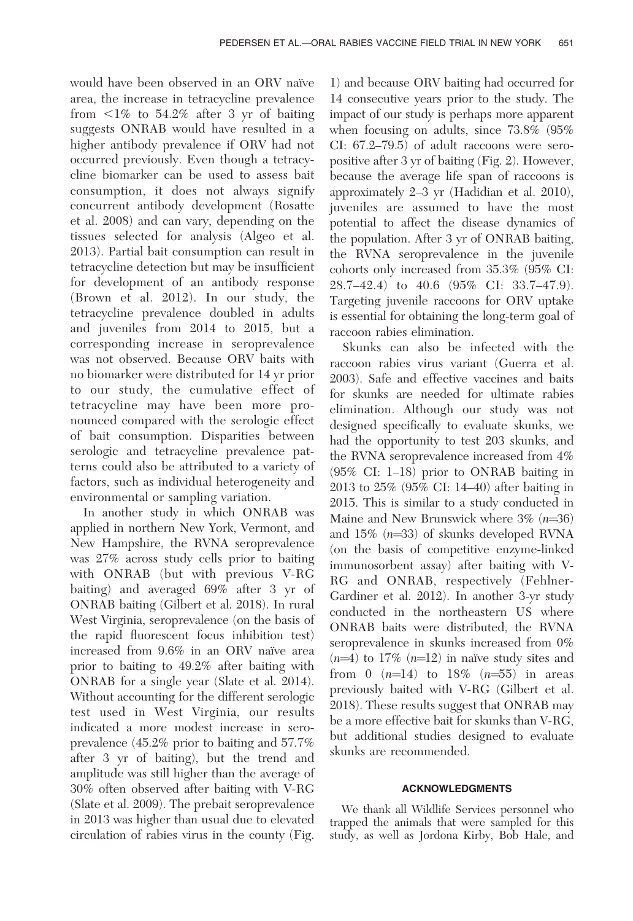would have been observed in an ORV naïve area, the increase in tetracycline prevalence from <1% to 54.2% after 3 yr of baiting suggests ONRAB would have resulted in a higher antibody prevalence if ORV had not occurred previously. Even though a tetracycline biomarker can be used to assess bait consumption, it does not always signify concurrent antibody development (Rosatte et al. 2008) and can vary, depending on the tissues selected for analysis (Algeo et al. 2013). Partial bait consumption can result in tetracycline detection but may be insufficient for development of an antibody response (Brown et al. 2012). In our study, the tetracycline prevalence doubled in adults and juveniles from 2014 to 2015, but a corresponding increase in seroprevalence was not observed. Because ORV baits with no biomarker were distributed for 14 yr prior to our study, the cumulative effect of tetracycline may have been more pronounced compared with the serologic effect of bait consumption. Disparities between serologic and tetracycline prevalence patterns could also be attributed to a variety of factors, such as individual heterogeneity and environmental or sampling variation.

In another study in which ONRAB was applied in northern New York, Vermont, and New Hampshire, the RVNA seroprevalence was 27% across study cells prior to baiting with ONRAB (but with previous V-RG baiting) and averaged 69% after 3 yr of ONRAB baiting (Gilbert et al. 2018). In rural West Virginia, seroprevalence (on the basis of the rapid fluorescent focus inhibition test) increased from 9.6% in an ORV naïve area prior to baiting to 49.2% after baiting with ONRAB for a single year (Slate et al. 2014). Without accounting for the different serologic test used in West Virginia, our results indicated a more modest increase in seroprevalence (45.2% prior to baiting and 57.7% after 3 yr of baiting), but the trend and amplitude was still higher than the average of 30% often observed after baiting with V-RG (Slate et al. 2009). The prebait seroprevalence in 2013 was higher than usual due to elevated circulation of rabies virus in the county (Fig. 1) and because ORV baiting had occurred for 14 consecutive years prior to the study. The impact of our study is perhaps more apparent when focusing on adults, since 73.8% (95% CI: 67.2–79.5) of adult raccoons were seropositive after 3 yr of baiting (Fig. 2). However, because the average life span of raccoons is approximately 2–3 yr (Hadidian et al. 2010), juveniles are assumed to have the most potential to affect the disease dynamics of the population. After 3 yr of ONRAB baiting, the RVNA seroprevalence in the juvenile cohorts only increased from 35.3% (95% CI: 28.7–42.4) to 40.6 (95% CI: 33.7–47.9). Targeting juvenile raccoons for ORV uptake is essential for obtaining the long-term goal of raccoon rabies elimination.

Skunks can also be infected with the raccoon rabies virus variant (Guerra et al. 2003). Safe and effective vaccines and baits for skunks are needed for ultimate rabies elimination. Although our study was not designed specifically to evaluate skunks, we had the opportunity to test 203 skunks, and the RVNA seroprevalence increased from 4% (95% CI: 1–18) prior to ONRAB baiting in 2013 to 25% (95% CI: 14–40) after baiting in 2015. This is similar to a study conducted in Maine and New Brunswick where 3% ($n$=36) and 15% ($n$=33) of skunks developed RVNA (on the basis of competitive enzyme-linked immunosorbent assay) after baiting with V-RG and ONRAB, respectively (Fehlner-Gardiner et al. 2012). In another 3-yr study conducted in the northeastern US where ONRAB baits were distributed, the RVNA seroprevalence in skunks increased from 0% ($n$=4) to 17% ($n$=12) in naïve study sites and from 0 ($n$=14) to 18% ($n$=55) in areas previously baited with V-RG (Gilbert et al. 2018). These results suggest that ONRAB may be a more effective bait for skunks than V-RG, but additional studies designed to evaluate skunks are recommended.

## ACKNOWLEDGMENTS

We thank all Wildlife Services personnel who trapped the animals that were sampled for this study, as well as Jordona Kirby, Bob Hale, and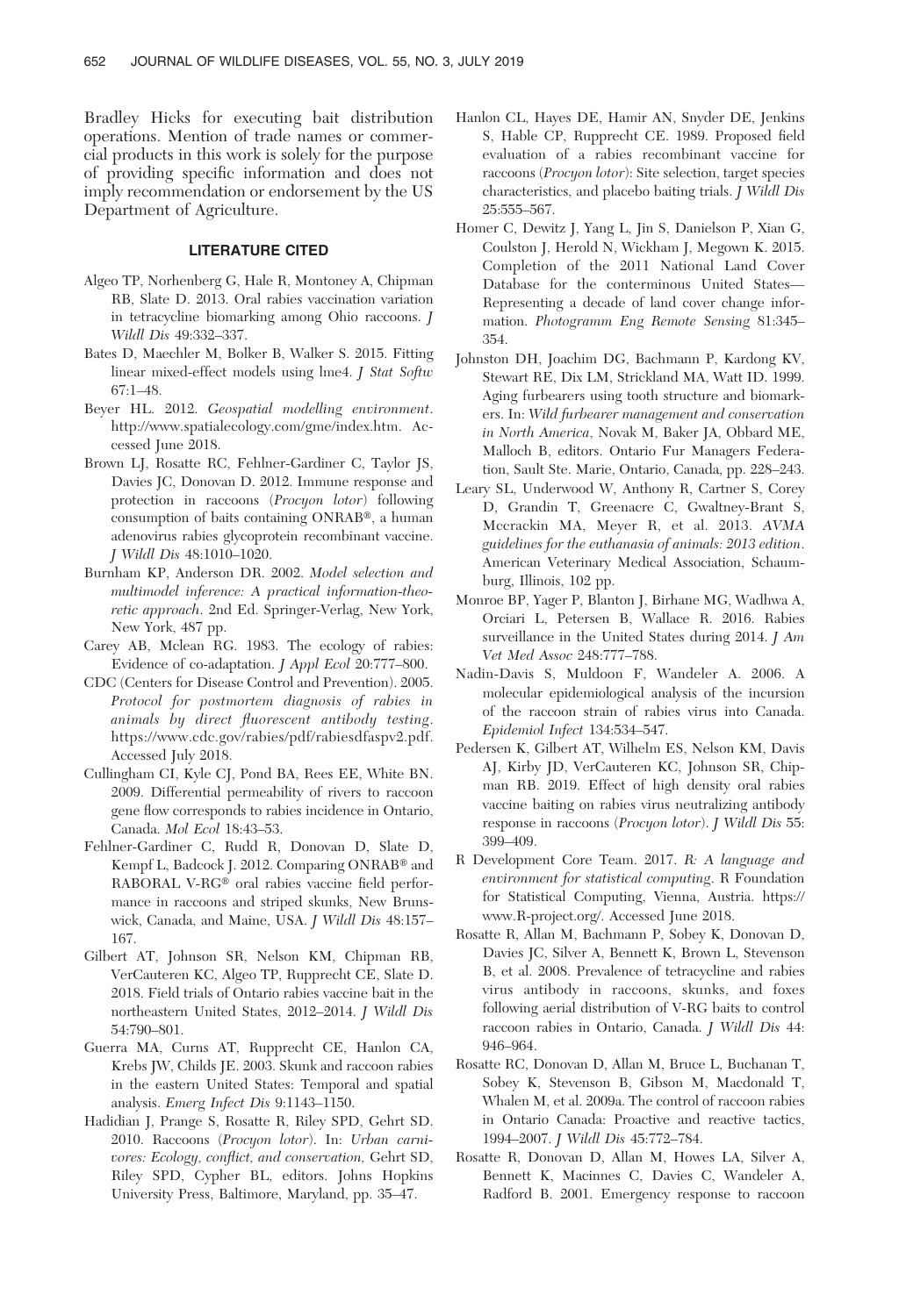Bradley Hicks for executing bait distribution operations. Mention of trade names or commercial products in this work is solely for the purpose of providing specific information and does not imply recommendation or endorsement by the US Department of Agriculture.

## LITERATURE CITED

Algeo TP, Norhenberg G, Hale R, Montoney A, Chipman RB, Slate D. 2013. Oral rabies vaccination variation in tetracycline biomarking among Ohio raccoons. *J Wildl Dis* 49:332–337.

Bates D, Maechler M, Bolker B, Walker S. 2015. Fitting linear mixed-effect models using lme4. *J Stat Softw* 67:1–48.

Beyer HL. 2012. *Geospatial modelling environment*. http://www.spatialecology.com/gme/index.htm. Accessed June 2018.

Brown LJ, Rosatte RC, Fehlner-Gardiner C, Taylor JS, Davies JC, Donovan D. 2012. Immune response and protection in raccoons (*Procyon lotor*) following consumption of baits containing ONRAB®, a human adenovirus rabies glycoprotein recombinant vaccine. *J Wildl Dis* 48:1010–1020.

Burnham KP, Anderson DR. 2002. *Model selection and multimodel inference: A practical information-theoretic approach*. 2nd Ed. Springer-Verlag, New York, New York, 487 pp.

Carey AB, Mclean RG. 1983. The ecology of rabies: Evidence of co-adaptation. *J Appl Ecol* 20:777–800.

CDC (Centers for Disease Control and Prevention). 2005. *Protocol for postmortem diagnosis of rabies in animals by direct fluorescent antibody testing*. https://www.cdc.gov/rabies/pdf/rabiesdfaspv2.pdf. Accessed July 2018.

Cullingham CI, Kyle CJ, Pond BA, Rees EE, White BN. 2009. Differential permeability of rivers to raccoon gene flow corresponds to rabies incidence in Ontario, Canada. *Mol Ecol* 18:43–53.

Fehlner-Gardiner C, Rudd R, Donovan D, Slate D, Kempf L, Badcock J. 2012. Comparing ONRAB® and RABORAL V-RG® oral rabies vaccine field performance in raccoons and striped skunks, New Brunswick, Canada, and Maine, USA. *J Wildl Dis* 48:157–167.

Gilbert AT, Johnson SR, Nelson KM, Chipman RB, VerCauteren KC, Algeo TP, Rupprecht CE, Slate D. 2018. Field trials of Ontario rabies vaccine bait in the northeastern United States, 2012–2014. *J Wildl Dis* 54:790–801.

Guerra MA, Curns AT, Rupprecht CE, Hanlon CA, Krebs JW, Childs JE. 2003. Skunk and raccoon rabies in the eastern United States: Temporal and spatial analysis. *Emerg Infect Dis* 9:1143–1150.

Hadidian J, Prange S, Rosatte R, Riley SPD, Gehrt SD. 2010. Raccoons (*Procyon lotor*). In: *Urban carnivores: Ecology, conflict, and conservation,* Gehrt SD, Riley SPD, Cypher BL, editors. Johns Hopkins University Press, Baltimore, Maryland, pp. 35–47.

Hanlon CL, Hayes DE, Hamir AN, Snyder DE, Jenkins S, Hable CP, Rupprecht CE. 1989. Proposed field evaluation of a rabies recombinant vaccine for raccoons (*Procyon lotor*): Site selection, target species characteristics, and placebo baiting trials. *J Wildl Dis* 25:555–567.

Homer C, Dewitz J, Yang L, Jin S, Danielson P, Xian G, Coulston J, Herold N, Wickham J, Megown K. 2015. Completion of the 2011 National Land Cover Database for the conterminous United States—Representing a decade of land cover change information. *Photogramm Eng Remote Sensing* 81:345–354.

Johnston DH, Joachim DG, Bachmann P, Kardong KV, Stewart RE, Dix LM, Strickland MA, Watt ID. 1999. Aging furbearers using tooth structure and biomarkers. In: *Wild furbearer management and conservation in North America*, Novak M, Baker JA, Obbard ME, Malloch B, editors. Ontario Fur Managers Federation, Sault Ste. Marie, Ontario, Canada, pp. 228–243.

Leary SL, Underwood W, Anthony R, Cartner S, Corey D, Grandin T, Greenacre C, Gwaltney-Brant S, Mccrackin MA, Meyer R, et al. 2013. *AVMA guidelines for the euthanasia of animals: 2013 edition*. American Veterinary Medical Association, Schaumburg, Illinois, 102 pp.

Monroe BP, Yager P, Blanton J, Birhane MG, Wadhwa A, Orciari L, Petersen B, Wallace R. 2016. Rabies surveillance in the United States during 2014. *J Am Vet Med Assoc* 248:777–788.

Nadin-Davis S, Muldoon F, Wandeler A. 2006. A molecular epidemiological analysis of the incursion of the raccoon strain of rabies virus into Canada. *Epidemiol Infect* 134:534–547.

Pedersen K, Gilbert AT, Wilhelm ES, Nelson KM, Davis AJ, Kirby JD, VerCauteren KC, Johnson SR, Chipman RB. 2019. Effect of high density oral rabies vaccine baiting on rabies virus neutralizing antibody response in raccoons (*Procyon lotor*). *J Wildl Dis* 55: 399–409.

R Development Core Team. 2017. *R: A language and environment for statistical computing*. R Foundation for Statistical Computing, Vienna, Austria. https://www.R-project.org/. Accessed June 2018.

Rosatte R, Allan M, Bachmann P, Sobey K, Donovan D, Davies JC, Silver A, Bennett K, Brown L, Stevenson B, et al. 2008. Prevalence of tetracycline and rabies virus antibody in raccoons, skunks, and foxes following aerial distribution of V-RG baits to control raccoon rabies in Ontario, Canada. *J Wildl Dis* 44: 946–964.

Rosatte RC, Donovan D, Allan M, Bruce L, Buchanan T, Sobey K, Stevenson B, Gibson M, Macdonald T, Whalen M, et al. 2009a. The control of raccoon rabies in Ontario Canada: Proactive and reactive tactics, 1994–2007. *J Wildl Dis* 45:772–784.

Rosatte R, Donovan D, Allan M, Howes LA, Silver A, Bennett K, Macinnes C, Davies C, Wandeler A, Radford B. 2001. Emergency response to raccoon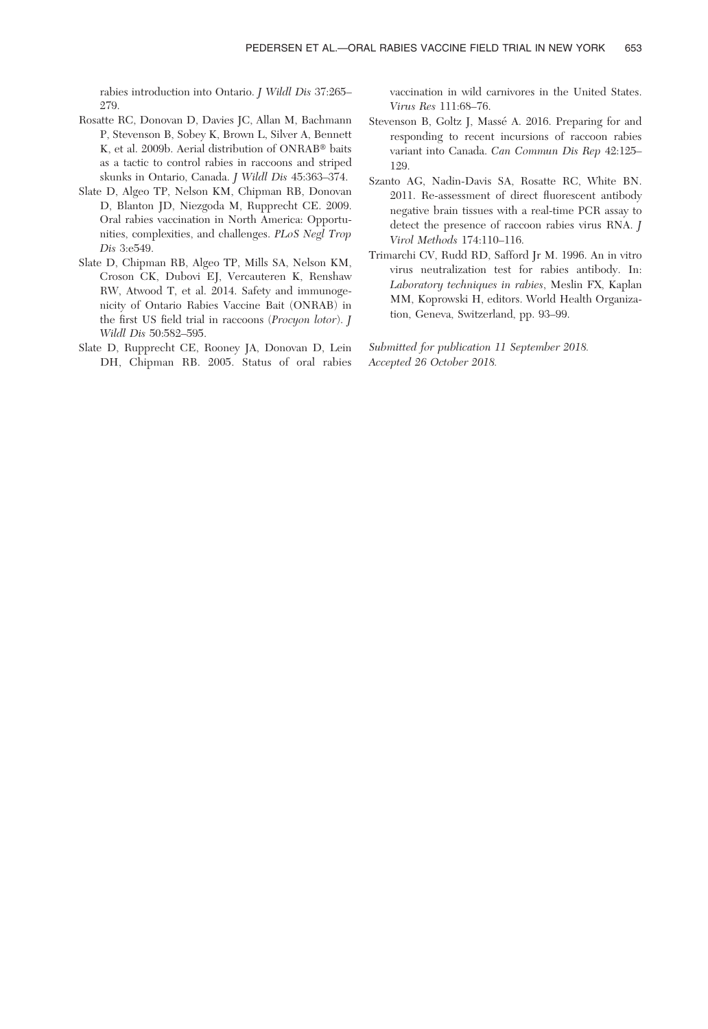rabies introduction into Ontario. *J Wildl Dis* 37:265–279.

Rosatte RC, Donovan D, Davies JC, Allan M, Bachmann P, Stevenson B, Sobey K, Brown L, Silver A, Bennett K, et al. 2009b. Aerial distribution of ONRAB® baits as a tactic to control rabies in raccoons and striped skunks in Ontario, Canada. *J Wildl Dis* 45:363–374.

Slate D, Algeo TP, Nelson KM, Chipman RB, Donovan D, Blanton JD, Niezgoda M, Rupprecht CE. 2009. Oral rabies vaccination in North America: Opportunities, complexities, and challenges. *PLoS Negl Trop Dis* 3:e549.

Slate D, Chipman RB, Algeo TP, Mills SA, Nelson KM, Croson CK, Dubovi EJ, Vercauteren K, Renshaw RW, Atwood T, et al. 2014. Safety and immunogenicity of Ontario Rabies Vaccine Bait (ONRAB) in the first US field trial in raccoons (*Procyon lotor*). *J Wildl Dis* 50:582–595.

Slate D, Rupprecht CE, Rooney JA, Donovan D, Lein DH, Chipman RB. 2005. Status of oral rabies vaccination in wild carnivores in the United States. *Virus Res* 111:68–76.

Stevenson B, Goltz J, Massé A. 2016. Preparing for and responding to recent incursions of raccoon rabies variant into Canada. *Can Commun Dis Rep* 42:125–129.

Szanto AG, Nadin-Davis SA, Rosatte RC, White BN. 2011. Re-assessment of direct fluorescent antibody negative brain tissues with a real-time PCR assay to detect the presence of raccoon rabies virus RNA. *J Virol Methods* 174:110–116.

Trimarchi CV, Rudd RD, Safford Jr M. 1996. An in vitro virus neutralization test for rabies antibody. In: *Laboratory techniques in rabies*, Meslin FX, Kaplan MM, Koprowski H, editors. World Health Organization, Geneva, Switzerland, pp. 93–99.

*Submitted for publication 11 September 2018.*
*Accepted 26 October 2018.*